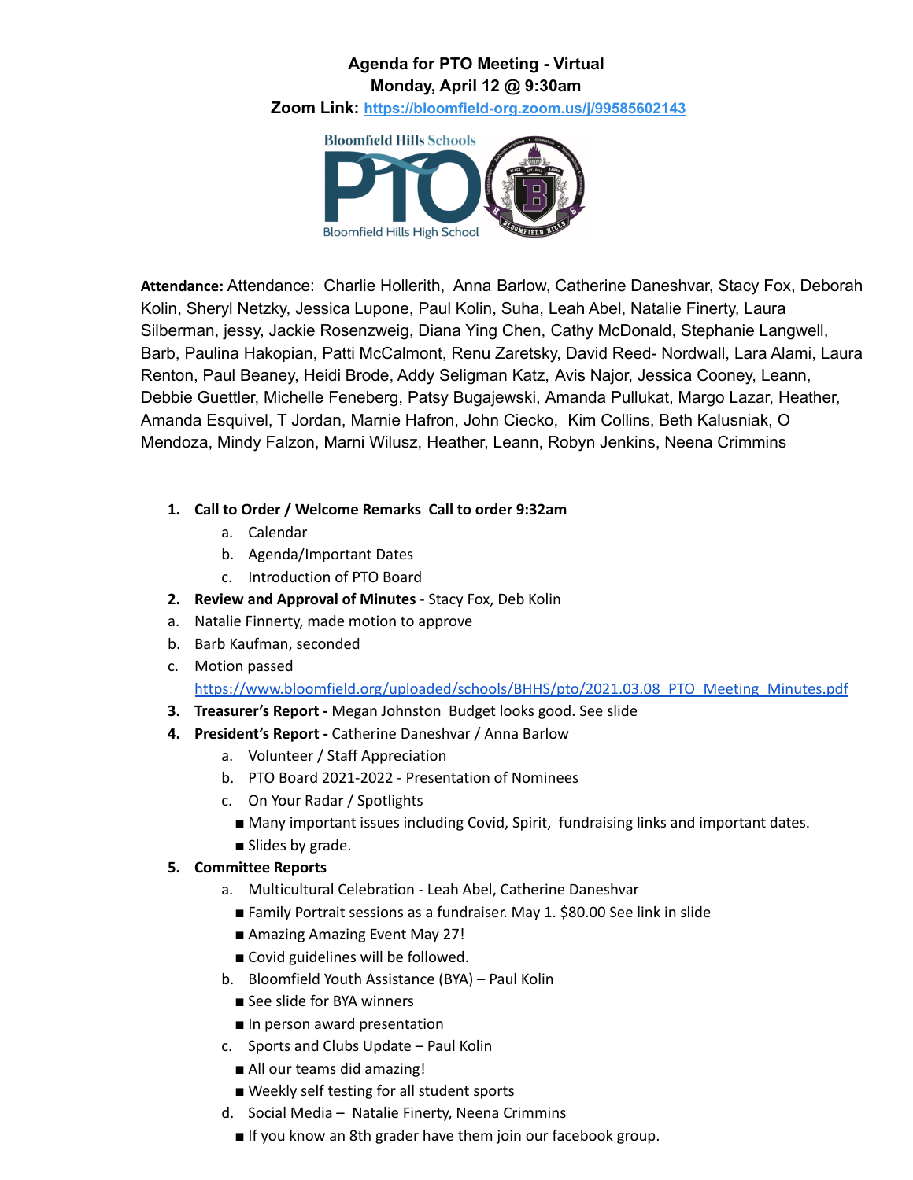# Agenda for PTO Meeting - Virtual
## Monday, April 12 @ 9:30am
### Zoom Link: [https://bloomfield-org.zoom.us/j/99585602143](https://bloomfield-org.zoom.us/j/99585602143)

**Attendance:** Attendance: Charlie Hollerith, Anna Barlow, Catherine Daneshvar, Stacy Fox, Deborah Kolin, Sheryl Netzky, Jessica Lupone, Paul Kolin, Suha, Leah Abel, Natalie Finerty, Laura Silberman, jessy, Jackie Rosenzweig, Diana Ying Chen, Cathy McDonald, Stephanie Langwell, Barb, Paulina Hakopian, Patti McCalmont, Renu Zaretsky, David Reed- Nordwall, Lara Alami, Laura Renton, Paul Beaney, Heidi Brode, Addy Seligman Katz, Avis Najor, Jessica Cooney, Leann, Debbie Guettler, Michelle Feneberg, Patsy Bugajewski, Amanda Pullukat, Margo Lazar, Heather, Amanda Esquivel, T Jordan, Marnie Hafron, John Ciecko, Kim Collins, Beth Kalusniak, O Mendoza, Mindy Falzon, Marni Wilusz, Heather, Leann, Robyn Jenkins, Neena Crimmins

1. **Call to Order / Welcome Remarks Call to order 9:32am**
   a. Calendar
   b. Agenda/Important Dates
   c. Introduction of PTO Board
2. **Review and Approval of Minutes** - Stacy Fox, Deb Kolin
   a. Natalie Finnerty, made motion to approve
   b. Barb Kaufman, seconded
   c. Motion passed [https://www.bloomfield.org/uploaded/schools/BHHS/pto/2021.03.08_PTO_Meeting_Minutes.pdf](https://www.bloomfield.org/uploaded/schools/BHHS/pto/2021.03.08_PTO_Meeting_Minutes.pdf)
3. **Treasurer's Report -** Megan Johnston Budget looks good. See slide
4. **President's Report -** Catherine Daneshvar / Anna Barlow
   a. Volunteer / Staff Appreciation
   b. PTO Board 2021-2022 - Presentation of Nominees
   c. On Your Radar / Spotlights
      - Many important issues including Covid, Spirit, fundraising links and important dates.
      - Slides by grade.
5. **Committee Reports**
   a. Multicultural Celebration - Leah Abel, Catherine Daneshvar
      - Family Portrait sessions as a fundraiser. May 1. $80.00 See link in slide
      - Amazing Amazing Event May 27!
      - Covid guidelines will be followed.
   b. Bloomfield Youth Assistance (BYA) – Paul Kolin
      - See slide for BYA winners
      - In person award presentation
   c. Sports and Clubs Update – Paul Kolin
      - All our teams did amazing!
      - Weekly self testing for all student sports
   d. Social Media – Natalie Finerty, Neena Crimmins
      - If you know an 8th grader have them join our facebook group.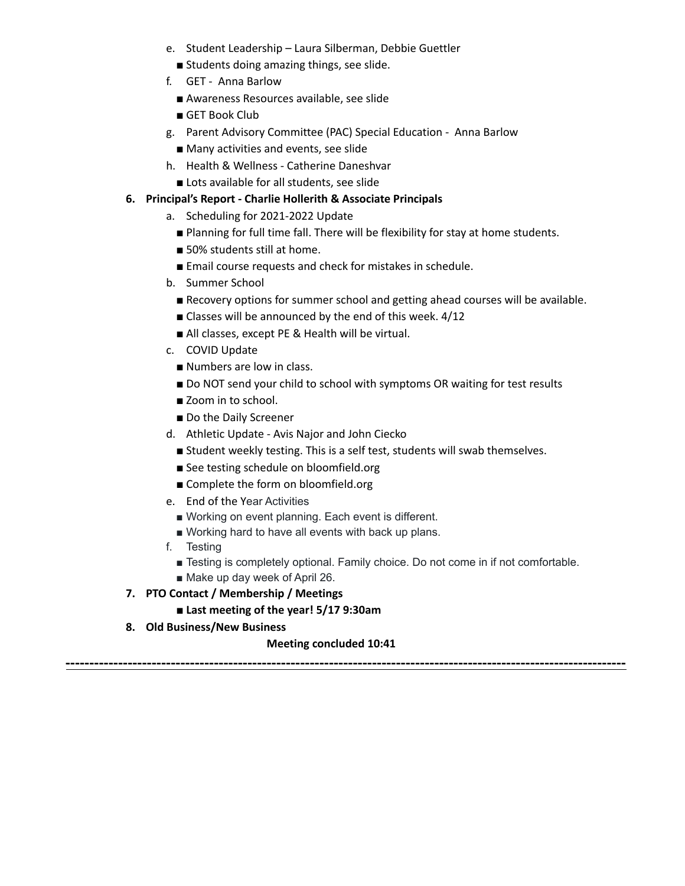e. Student Leadership – Laura Silberman, Debbie Guettler
      - Students doing amazing things, see slide.
   f. GET - Anna Barlow
      - Awareness Resources available, see slide
      - GET Book Club
   g. Parent Advisory Committee (PAC) Special Education - Anna Barlow
      - Many activities and events, see slide
   h. Health & Wellness - Catherine Daneshvar
      - Lots available for all students, see slide

6. **Principal's Report - Charlie Hollerith & Associate Principals**
   a. Scheduling for 2021-2022 Update
      - Planning for full time fall. There will be flexibility for stay at home students.
      - 50% students still at home.
      - Email course requests and check for mistakes in schedule.
   b. Summer School
      - Recovery options for summer school and getting ahead courses will be available.
      - Classes will be announced by the end of this week. 4/12
      - All classes, except PE & Health will be virtual.
   c. COVID Update
      - Numbers are low in class.
      - Do NOT send your child to school with symptoms OR waiting for test results
      - Zoom in to school.
      - Do the Daily Screener
   d. Athletic Update - Avis Najor and John Ciecko
      - Student weekly testing. This is a self test, students will swab themselves.
      - See testing schedule on bloomfield.org
      - Complete the form on bloomfield.org
   e. End of the Year Activities
      - Working on event planning. Each event is different.
      - Working hard to have all events with back up plans.
   f. Testing
      - Testing is completely optional. Family choice. Do not come in if not comfortable.
      - Make up day week of April 26.

7. **PTO Contact / Membership / Meetings**
   - **Last meeting of the year! 5/17 9:30am**

8. **Old Business/New Business**

**Meeting concluded 10:41**

---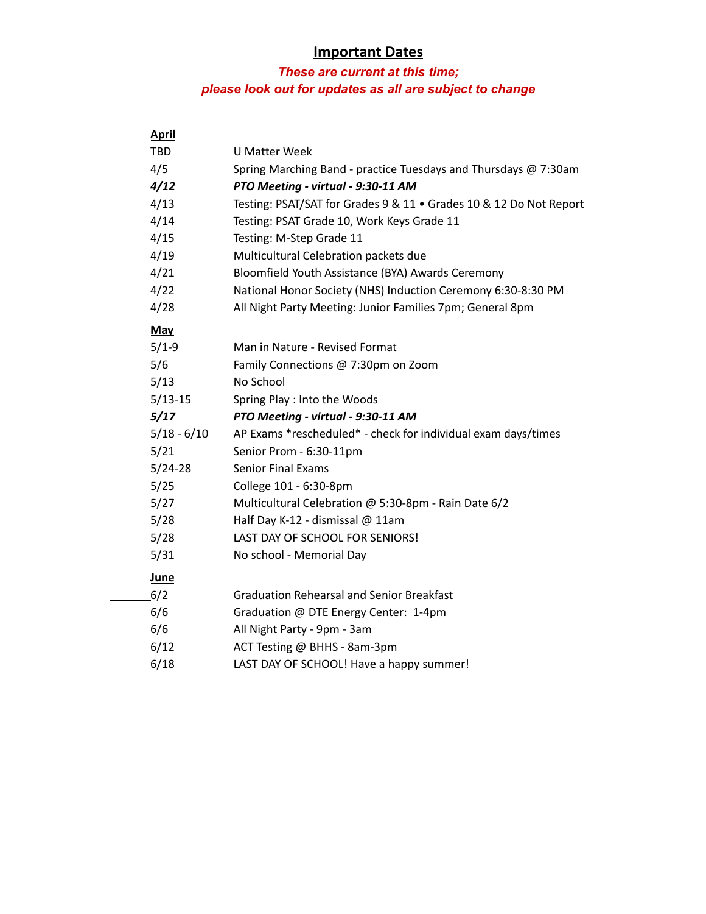## <u>Important Dates</u>

***These are current at this time; please look out for updates as all are subject to change***

| | |
|---|---|
| <u>**April**</u> | |
| TBD | U Matter Week |
| 4/5 | Spring Marching Band - practice Tuesdays and Thursdays @ 7:30am |
| ***4/12*** | ***PTO Meeting - virtual - 9:30-11 AM*** |
| 4/13 | Testing: PSAT/SAT for Grades 9 & 11 • Grades 10 & 12 Do Not Report |
| 4/14 | Testing: PSAT Grade 10, Work Keys Grade 11 |
| 4/15 | Testing: M-Step Grade 11 |
| 4/19 | Multicultural Celebration packets due |
| 4/21 | Bloomfield Youth Assistance (BYA) Awards Ceremony |
| 4/22 | National Honor Society (NHS) Induction Ceremony 6:30-8:30 PM |
| 4/28 | All Night Party Meeting: Junior Families 7pm; General 8pm |
| <u>**May**</u> | |
| 5/1-9 | Man in Nature - Revised Format |
| 5/6 | Family Connections @ 7:30pm on Zoom |
| 5/13 | No School |
| 5/13-15 | Spring Play : Into the Woods |
| ***5/17*** | ***PTO Meeting - virtual - 9:30-11 AM*** |
| 5/18 - 6/10 | AP Exams *rescheduled* - check for individual exam days/times |
| 5/21 | Senior Prom - 6:30-11pm |
| 5/24-28 | Senior Final Exams |
| 5/25 | College 101 - 6:30-8pm |
| 5/27 | Multicultural Celebration @ 5:30-8pm - Rain Date 6/2 |
| 5/28 | Half Day K-12 - dismissal @ 11am |
| 5/28 | LAST DAY OF SCHOOL FOR SENIORS! |
| 5/31 | No school - Memorial Day |
| <u>**June**</u> | |
| 6/2 | Graduation Rehearsal and Senior Breakfast |
| 6/6 | Graduation @ DTE Energy Center: 1-4pm |
| 6/6 | All Night Party - 9pm - 3am |
| 6/12 | ACT Testing @ BHHS - 8am-3pm |
| 6/18 | LAST DAY OF SCHOOL! Have a happy summer! |